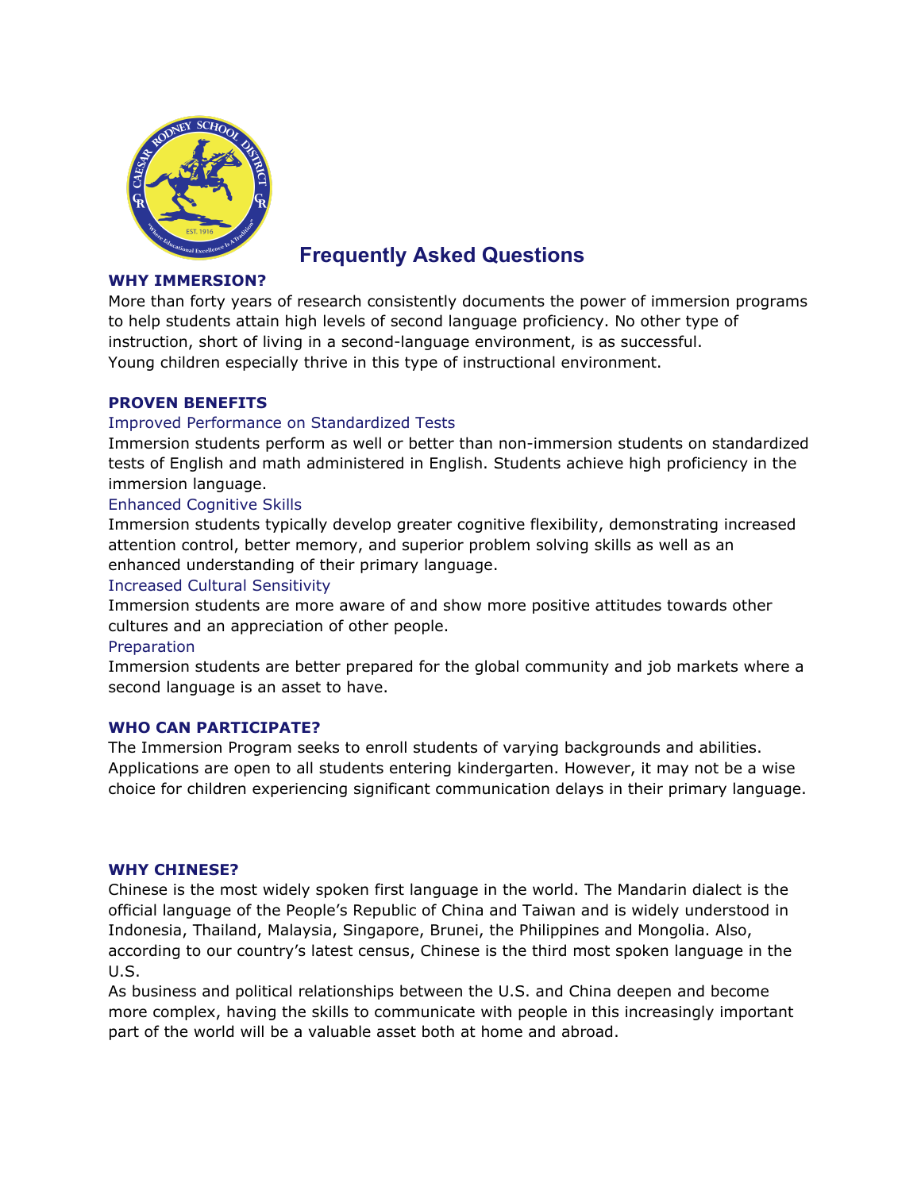# Frequently Asked Questions

## WHY IMMERSION?

More than forty years of research consistently documents the power of immersion programs to help students attain high levels of second language proficiency. No other type of instruction, short of living in a second-language environment, is as successful. Young children especially thrive in this type of instructional environment.

## PROVEN BENEFITS

### Improved Performance on Standardized Tests

Immersion students perform as well or better than non-immersion students on standardized tests of English and math administered in English. Students achieve high proficiency in the immersion language.

### Enhanced Cognitive Skills

Immersion students typically develop greater cognitive flexibility, demonstrating increased attention control, better memory, and superior problem solving skills as well as an enhanced understanding of their primary language.

### Increased Cultural Sensitivity

Immersion students are more aware of and show more positive attitudes towards other cultures and an appreciation of other people.

### Preparation

Immersion students are better prepared for the global community and job markets where a second language is an asset to have.

## WHO CAN PARTICIPATE?

The Immersion Program seeks to enroll students of varying backgrounds and abilities. Applications are open to all students entering kindergarten. However, it may not be a wise choice for children experiencing significant communication delays in their primary language.

## WHY CHINESE?

Chinese is the most widely spoken first language in the world. The Mandarin dialect is the official language of the People's Republic of China and Taiwan and is widely understood in Indonesia, Thailand, Malaysia, Singapore, Brunei, the Philippines and Mongolia. Also, according to our country's latest census, Chinese is the third most spoken language in the U.S.

As business and political relationships between the U.S. and China deepen and become more complex, having the skills to communicate with people in this increasingly important part of the world will be a valuable asset both at home and abroad.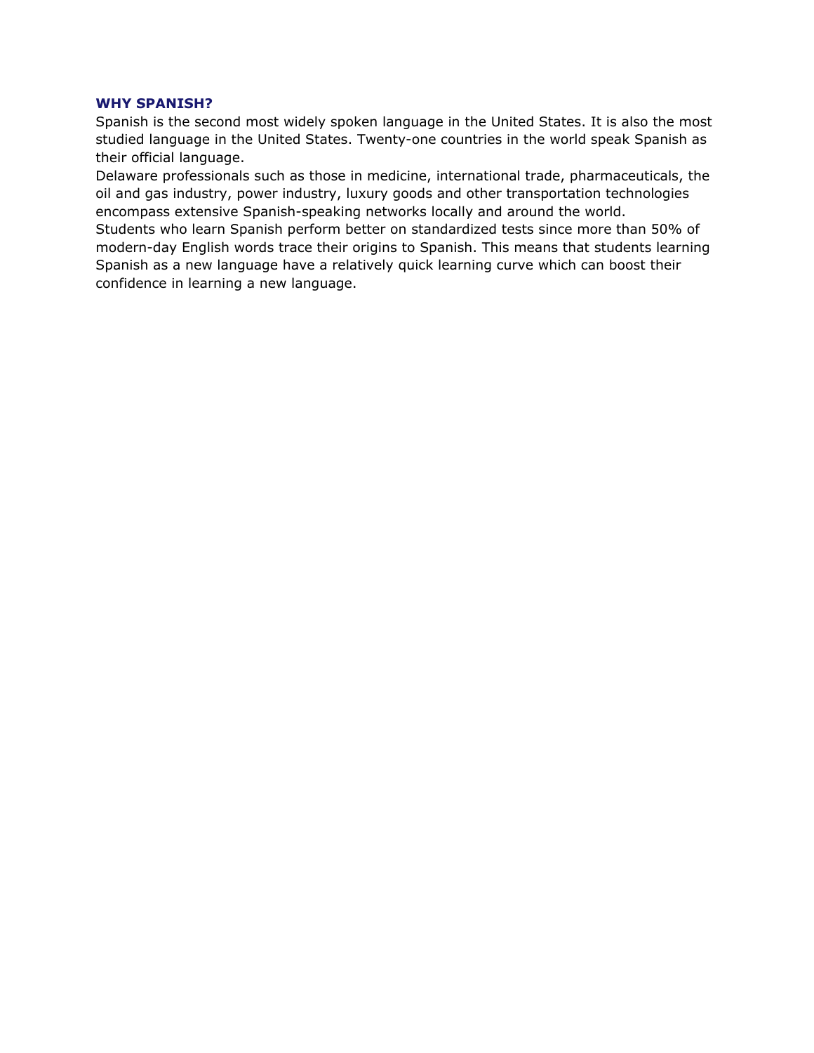## WHY SPANISH?

Spanish is the second most widely spoken language in the United States. It is also the most studied language in the United States. Twenty-one countries in the world speak Spanish as their official language.

Delaware professionals such as those in medicine, international trade, pharmaceuticals, the oil and gas industry, power industry, luxury goods and other transportation technologies encompass extensive Spanish-speaking networks locally and around the world.

Students who learn Spanish perform better on standardized tests since more than 50% of modern-day English words trace their origins to Spanish. This means that students learning Spanish as a new language have a relatively quick learning curve which can boost their confidence in learning a new language.